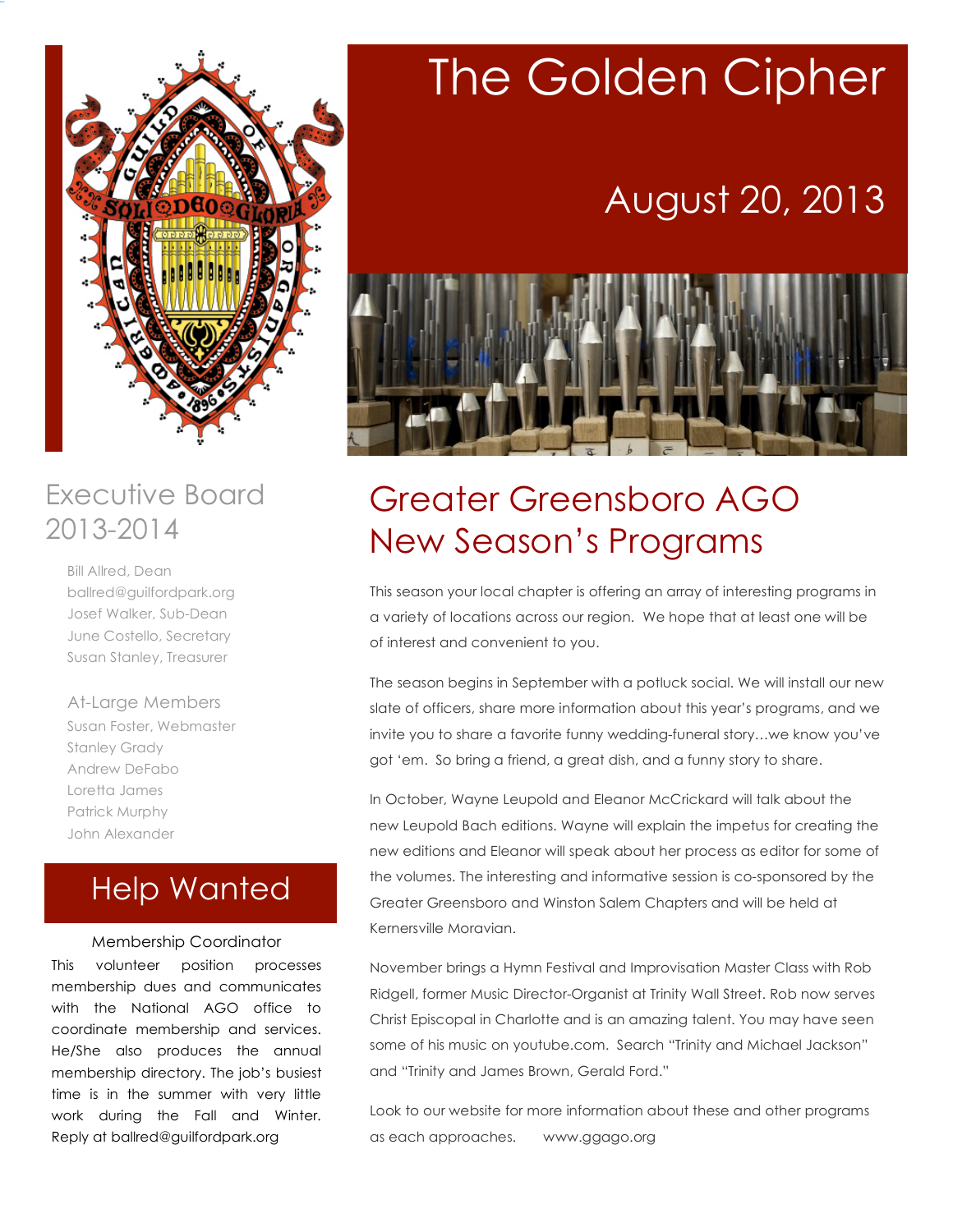# The Golden Cipher

## August 20, 2013

## Greater Greensboro AGO New Season's Programs

This season your local chapter is offering an array of interesting programs in a variety of locations across our region. We hope that at least one will be of interest and convenient to you.

The season begins in September with a potluck social. We will install our new slate of officers, share more information about this year's programs, and we invite you to share a favorite funny wedding-funeral story…we know you've got 'em. So bring a friend, a great dish, and a funny story to share.

In October, Wayne Leupold and Eleanor McCrickard will talk about the new Leupold Bach editions. Wayne will explain the impetus for creating the new editions and Eleanor will speak about her process as editor for some of the volumes. The interesting and informative session is co-sponsored by the Greater Greensboro and Winston Salem Chapters and will be held at Kernersville Moravian.

November brings a Hymn Festival and Improvisation Master Class with Rob Ridgell, former Music Director-Organist at Trinity Wall Street. Rob now serves Christ Episcopal in Charlotte and is an amazing talent. You may have seen some of his music on youtube.com. Search "Trinity and Michael Jackson" and "Trinity and James Brown, Gerald Ford."

Look to our website for more information about these and other programs as each approaches. www.ggago.org

## Executive Board 2013-2014

Bill Allred, Dean
ballred@guilfordpark.org
Josef Walker, Sub-Dean
June Costello, Secretary
Susan Stanley, Treasurer

### At-Large Members

Susan Foster, Webmaster
Stanley Grady
Andrew DeFabo
Loretta James
Patrick Murphy
John Alexander

## Help Wanted

### Membership Coordinator

This volunteer position processes membership dues and communicates with the National AGO office to coordinate membership and services. He/She also produces the annual membership directory. The job's busiest time is in the summer with very little work during the Fall and Winter. Reply at ballred@guilfordpark.org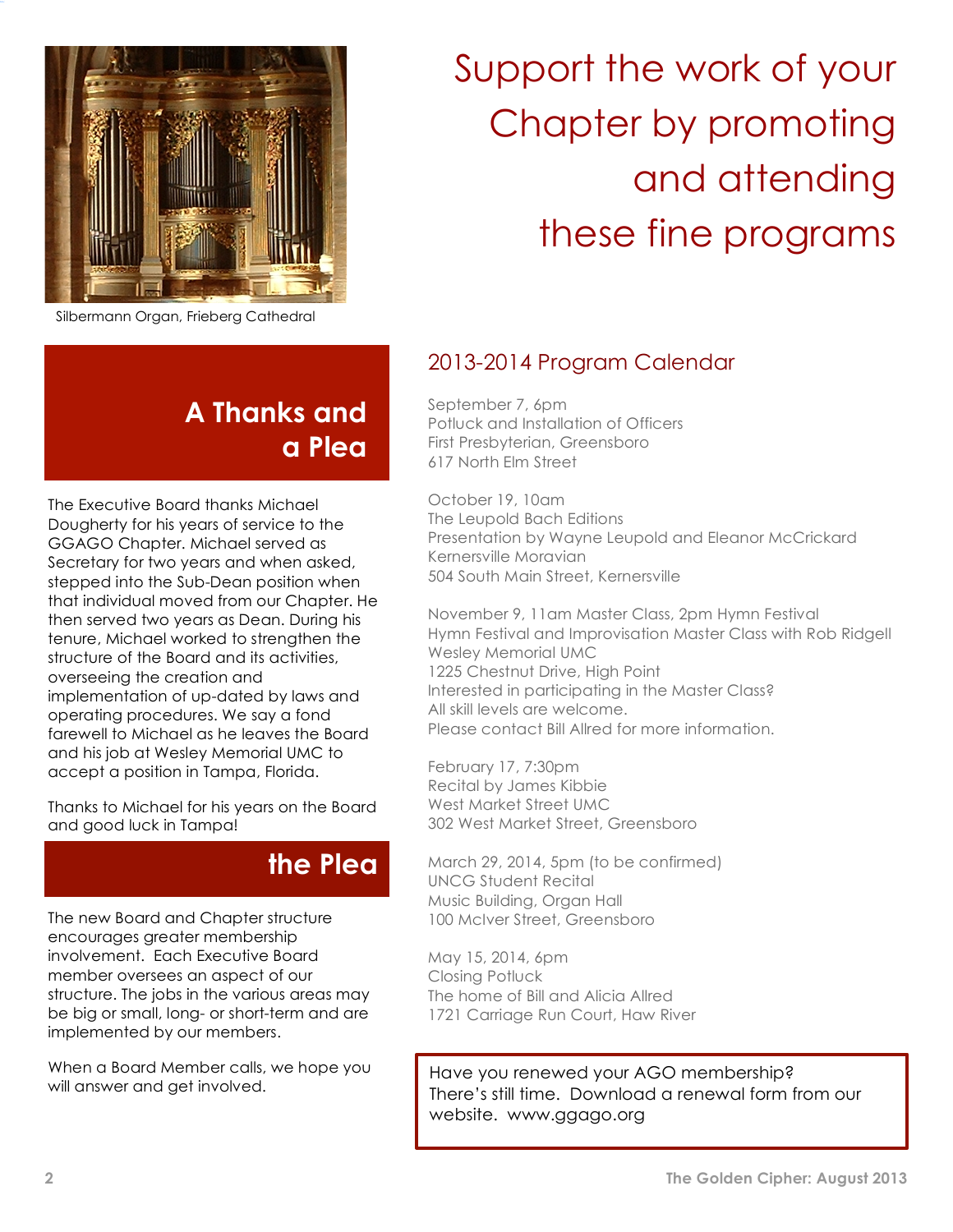Silbermann Organ, Frieberg Cathedral

# Support the work of your Chapter by promoting and attending these fine programs

## A Thanks and a Plea

The Executive Board thanks Michael Dougherty for his years of service to the GGAGO Chapter. Michael served as Secretary for two years and when asked, stepped into the Sub-Dean position when that individual moved from our Chapter. He then served two years as Dean. During his tenure, Michael worked to strengthen the structure of the Board and its activities, overseeing the creation and implementation of up-dated by laws and operating procedures. We say a fond farewell to Michael as he leaves the Board and his job at Wesley Memorial UMC to accept a position in Tampa, Florida.

Thanks to Michael for his years on the Board and good luck in Tampa!

## the Plea

The new Board and Chapter structure encourages greater membership involvement. Each Executive Board member oversees an aspect of our structure. The jobs in the various areas may be big or small, long- or short-term and are implemented by our members.

When a Board Member calls, we hope you will answer and get involved.

## 2013-2014 Program Calendar

September 7, 6pm
Potluck and Installation of Officers
First Presbyterian, Greensboro
617 North Elm Street

October 19, 10am
The Leupold Bach Editions
Presentation by Wayne Leupold and Eleanor McCrickard
Kernersville Moravian
504 South Main Street, Kernersville

November 9, 11am Master Class, 2pm Hymn Festival
Hymn Festival and Improvisation Master Class with Rob Ridgell
Wesley Memorial UMC
1225 Chestnut Drive, High Point
Interested in participating in the Master Class?
All skill levels are welcome.
Please contact Bill Allred for more information.

February 17, 7:30pm
Recital by James Kibbie
West Market Street UMC
302 West Market Street, Greensboro

March 29, 2014, 5pm (to be confirmed)
UNCG Student Recital
Music Building, Organ Hall
100 McIver Street, Greensboro

May 15, 2014, 6pm
Closing Potluck
The home of Bill and Alicia Allred
1721 Carriage Run Court, Haw River

Have you renewed your AGO membership? There's still time. Download a renewal form from our website. www.ggago.org